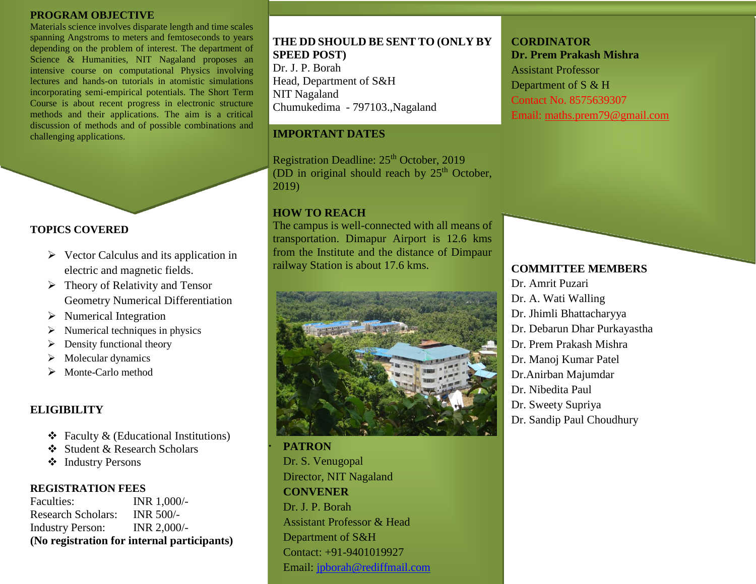## PROGRAM OBJECTIVE

Materials science involves disparate length and time scales spanning Angstroms to meters and femtoseconds to years depending on the problem of interest. The department of Science & Humanities, NIT Nagaland proposes an intensive course on computational Physics involving lectures and hands-on tutorials in atomistic simulations incorporating semi-empirical potentials. The Short Term Course is about recent progress in electronic structure methods and their applications. The aim is a critical discussion of methods and of possible combinations and challenging applications.

## TOPICS COVERED

- Vector Calculus and its application in electric and magnetic fields.
- Theory of Relativity and Tensor Geometry Numerical Differentiation
- Numerical Integration
- Numerical techniques in physics
- Density functional theory
- Molecular dynamics
- Monte-Carlo method

## ELIGIBILITY

- Faculty & (Educational Institutions)
- Student & Research Scholars
- Industry Persons

## REGISTRATION FEES

| | |
|---|---|
| Faculties: | INR 1,000/- |
| Research Scholars: | INR 500/- |
| Industry Person: | INR 2,000/- |

**(No registration for internal participants)**

## THE DD SHOULD BE SENT TO (ONLY BY SPEED POST)

Dr. J. P. Borah
Head, Department of S&H
NIT Nagaland
Chumukedima - 797103.,Nagaland

## IMPORTANT DATES

Registration Deadline: 25th October, 2019
(DD in original should reach by 25th October, 2019)

## HOW TO REACH

The campus is well-connected with all means of transportation. Dimapur Airport is 12.6 kms from the Institute and the distance of Dimpaur railway Station is about 17.6 kms.

**PATRON**
Dr. S. Venugopal
Director, NIT Nagaland

**CONVENER**
Dr. J. P. Borah
Assistant Professor & Head
Department of S&H
Contact: +91-9401019927
Email: jpborah@rediffmail.com

## CORDINATOR

**Dr. Prem Prakash Mishra**
Assistant Professor
Department of S & H
Contact No. 8575639307
Email: maths.prem79@gmail.com

## COMMITTEE MEMBERS

Dr. Amrit Puzari
Dr. A. Wati Walling
Dr. Jhimli Bhattacharyya
Dr. Debarun Dhar Purkayastha
Dr. Prem Prakash Mishra
Dr. Manoj Kumar Patel
Dr.Anirban Majumdar
Dr. Nibedita Paul
Dr. Sweety Supriya
Dr. Sandip Paul Choudhury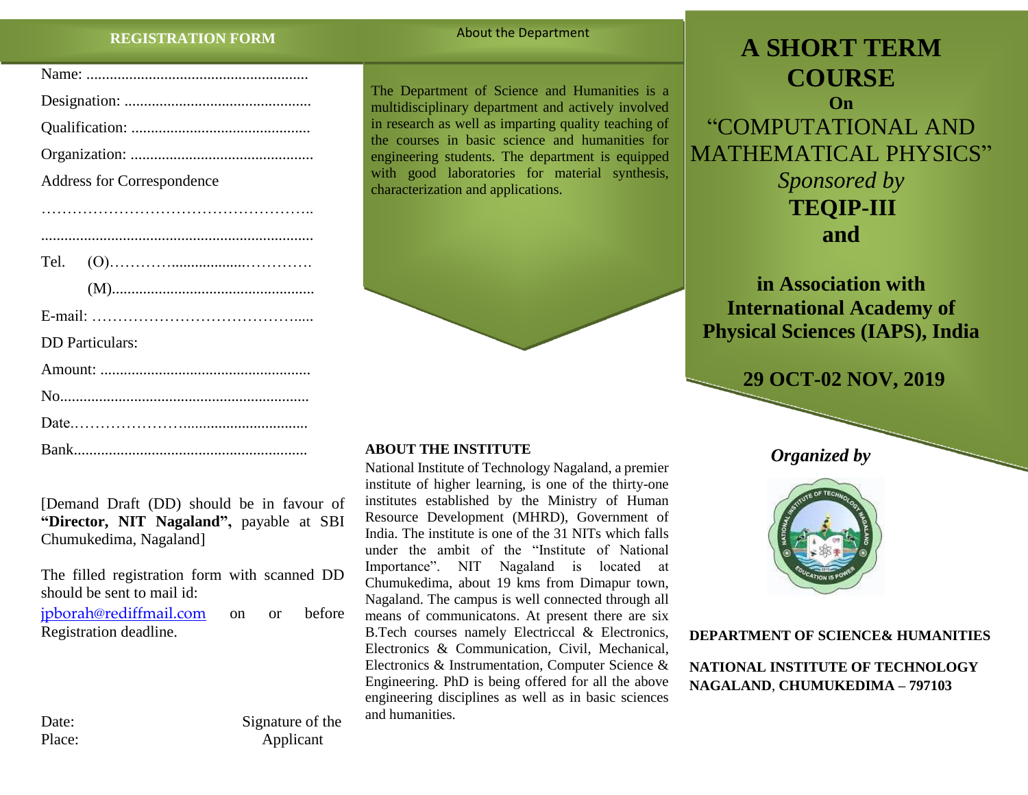## REGISTRATION FORM

Name: .........................................................

Designation: ................................................

Qualification: ..............................................

Organization: ...............................................

Address for Correspondence

……………………………………………..

......................................................................

Tel. (O)…………..................…………

(M)...................................................

E-mail: ………………………………….....

DD Particulars:

Amount: ......................................................

No................................................................

Date.…………………................................

Bank............................................................

[Demand Draft (DD) should be in favour of **"Director, NIT Nagaland",** payable at SBI Chumukedima, Nagaland]

The filled registration form with scanned DD should be sent to mail id: jpborah@rediffmail.com on or before Registration deadline.

Date: Signature of the Applicant

Place:

## About the Department

The Department of Science and Humanities is a multidisciplinary department and actively involved in research as well as imparting quality teaching of the courses in basic science and humanities for engineering students. The department is equipped with good laboratories for material synthesis, characterization and applications.

### ABOUT THE INSTITUTE

National Institute of Technology Nagaland, a premier institute of higher learning, is one of the thirty-one institutes established by the Ministry of Human Resource Development (MHRD), Government of India. The institute is one of the 31 NITs which falls under the ambit of the "Institute of National Importance". NIT Nagaland is located at Chumukedima, about 19 kms from Dimapur town, Nagaland. The campus is well connected through all means of communicatons. At present there are six B.Tech courses namely Electriccal & Electronics, Electronics & Communication, Civil, Mechanical, Electronics & Instrumentation, Computer Science & Engineering. PhD is being offered for all the above engineering disciplines as well as in basic sciences and humanities.

# A SHORT TERM COURSE

**On**

"COMPUTATIONAL AND MATHEMATICAL PHYSICS"

*Sponsored by*

**TEQIP-III**

**and**

**in Association with International Academy of Physical Sciences (IAPS), India**

**29 OCT-02 NOV, 2019**

***Organized by***

**DEPARTMENT OF SCIENCE& HUMANITIES**

**NATIONAL INSTITUTE OF TECHNOLOGY NAGALAND, CHUMUKEDIMA – 797103**